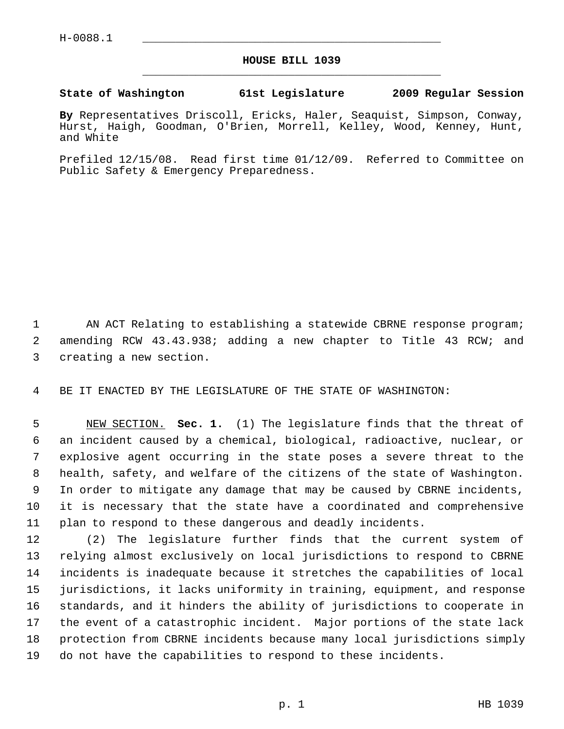H-0088.1

# HOUSE BILL 1039

**State of Washington 61st Legislature 2009 Regular Session**

**By** Representatives Driscoll, Ericks, Haler, Seaquist, Simpson, Conway, Hurst, Haigh, Goodman, O'Brien, Morrell, Kelley, Wood, Kenney, Hunt, and White

Prefiled 12/15/08. Read first time 01/12/09. Referred to Committee on Public Safety & Emergency Preparedness.

AN ACT Relating to establishing a statewide CBRNE response program; amending RCW 43.43.938; adding a new chapter to Title 43 RCW; and creating a new section.

BE IT ENACTED BY THE LEGISLATURE OF THE STATE OF WASHINGTON:

NEW SECTION. **Sec. 1.** (1) The legislature finds that the threat of an incident caused by a chemical, biological, radioactive, nuclear, or explosive agent occurring in the state poses a severe threat to the health, safety, and welfare of the citizens of the state of Washington. In order to mitigate any damage that may be caused by CBRNE incidents, it is necessary that the state have a coordinated and comprehensive plan to respond to these dangerous and deadly incidents.

(2) The legislature further finds that the current system of relying almost exclusively on local jurisdictions to respond to CBRNE incidents is inadequate because it stretches the capabilities of local jurisdictions, it lacks uniformity in training, equipment, and response standards, and it hinders the ability of jurisdictions to cooperate in the event of a catastrophic incident. Major portions of the state lack protection from CBRNE incidents because many local jurisdictions simply do not have the capabilities to respond to these incidents.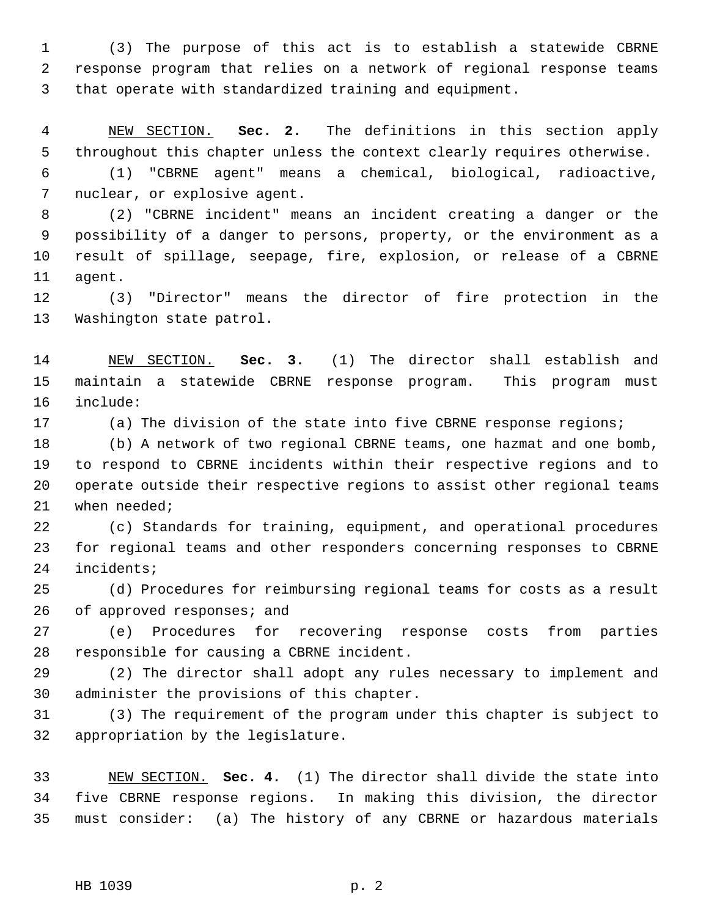(3) The purpose of this act is to establish a statewide CBRNE response program that relies on a network of regional response teams that operate with standardized training and equipment.

NEW SECTION. **Sec. 2.** The definitions in this section apply throughout this chapter unless the context clearly requires otherwise.

(1) "CBRNE agent" means a chemical, biological, radioactive, nuclear, or explosive agent.

(2) "CBRNE incident" means an incident creating a danger or the possibility of a danger to persons, property, or the environment as a result of spillage, seepage, fire, explosion, or release of a CBRNE agent.

(3) "Director" means the director of fire protection in the Washington state patrol.

NEW SECTION. **Sec. 3.** (1) The director shall establish and maintain a statewide CBRNE response program. This program must include:

(a) The division of the state into five CBRNE response regions;

(b) A network of two regional CBRNE teams, one hazmat and one bomb, to respond to CBRNE incidents within their respective regions and to operate outside their respective regions to assist other regional teams when needed;

(c) Standards for training, equipment, and operational procedures for regional teams and other responders concerning responses to CBRNE incidents;

(d) Procedures for reimbursing regional teams for costs as a result of approved responses; and

(e) Procedures for recovering response costs from parties responsible for causing a CBRNE incident.

(2) The director shall adopt any rules necessary to implement and administer the provisions of this chapter.

(3) The requirement of the program under this chapter is subject to appropriation by the legislature.

NEW SECTION. **Sec. 4.** (1) The director shall divide the state into five CBRNE response regions. In making this division, the director must consider: (a) The history of any CBRNE or hazardous materials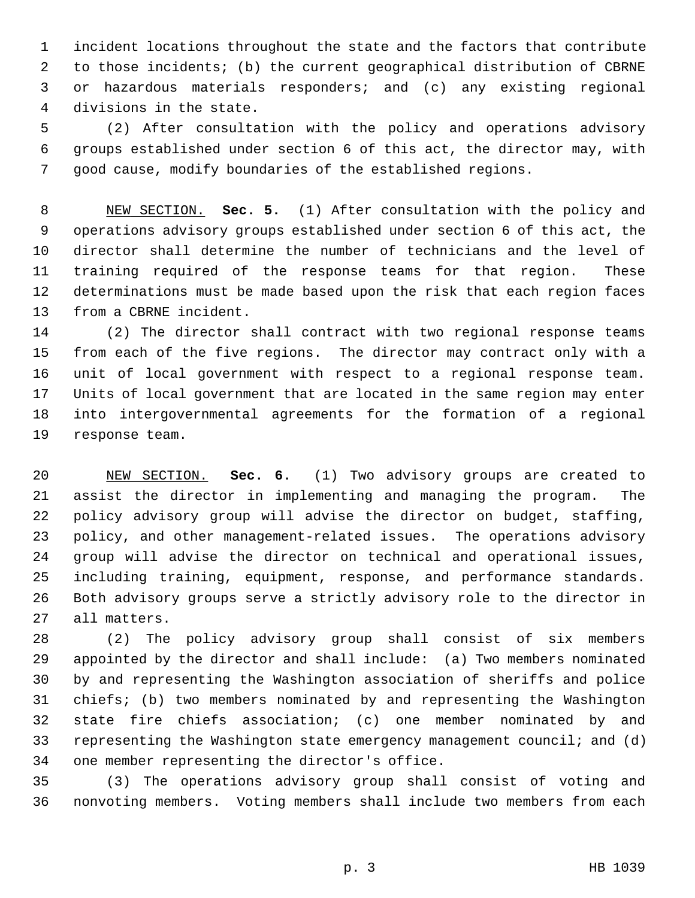incident locations throughout the state and the factors that contribute to those incidents; (b) the current geographical distribution of CBRNE or hazardous materials responders; and (c) any existing regional divisions in the state.

(2) After consultation with the policy and operations advisory groups established under section 6 of this act, the director may, with good cause, modify boundaries of the established regions.

NEW SECTION. **Sec. 5.** (1) After consultation with the policy and operations advisory groups established under section 6 of this act, the director shall determine the number of technicians and the level of training required of the response teams for that region. These determinations must be made based upon the risk that each region faces from a CBRNE incident.

(2) The director shall contract with two regional response teams from each of the five regions. The director may contract only with a unit of local government with respect to a regional response team. Units of local government that are located in the same region may enter into intergovernmental agreements for the formation of a regional response team.

NEW SECTION. **Sec. 6.** (1) Two advisory groups are created to assist the director in implementing and managing the program. The policy advisory group will advise the director on budget, staffing, policy, and other management-related issues. The operations advisory group will advise the director on technical and operational issues, including training, equipment, response, and performance standards. Both advisory groups serve a strictly advisory role to the director in all matters.

(2) The policy advisory group shall consist of six members appointed by the director and shall include: (a) Two members nominated by and representing the Washington association of sheriffs and police chiefs; (b) two members nominated by and representing the Washington state fire chiefs association; (c) one member nominated by and representing the Washington state emergency management council; and (d) one member representing the director's office.

(3) The operations advisory group shall consist of voting and nonvoting members. Voting members shall include two members from each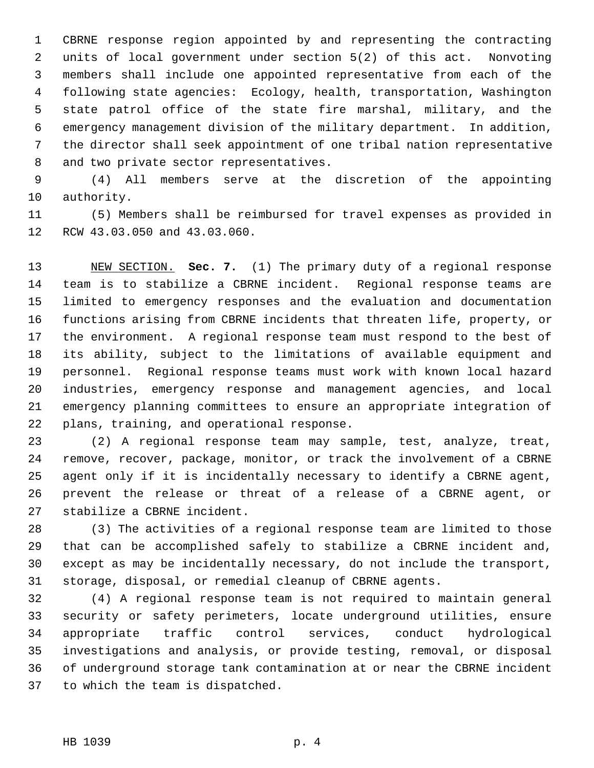CBRNE response region appointed by and representing the contracting units of local government under section 5(2) of this act. Nonvoting members shall include one appointed representative from each of the following state agencies: Ecology, health, transportation, Washington state patrol office of the state fire marshal, military, and the emergency management division of the military department. In addition, the director shall seek appointment of one tribal nation representative and two private sector representatives.

(4) All members serve at the discretion of the appointing authority.

(5) Members shall be reimbursed for travel expenses as provided in RCW 43.03.050 and 43.03.060.

NEW SECTION. **Sec. 7.** (1) The primary duty of a regional response team is to stabilize a CBRNE incident. Regional response teams are limited to emergency responses and the evaluation and documentation functions arising from CBRNE incidents that threaten life, property, or the environment. A regional response team must respond to the best of its ability, subject to the limitations of available equipment and personnel. Regional response teams must work with known local hazard industries, emergency response and management agencies, and local emergency planning committees to ensure an appropriate integration of plans, training, and operational response.

(2) A regional response team may sample, test, analyze, treat, remove, recover, package, monitor, or track the involvement of a CBRNE agent only if it is incidentally necessary to identify a CBRNE agent, prevent the release or threat of a release of a CBRNE agent, or stabilize a CBRNE incident.

(3) The activities of a regional response team are limited to those that can be accomplished safely to stabilize a CBRNE incident and, except as may be incidentally necessary, do not include the transport, storage, disposal, or remedial cleanup of CBRNE agents.

(4) A regional response team is not required to maintain general security or safety perimeters, locate underground utilities, ensure appropriate traffic control services, conduct hydrological investigations and analysis, or provide testing, removal, or disposal of underground storage tank contamination at or near the CBRNE incident to which the team is dispatched.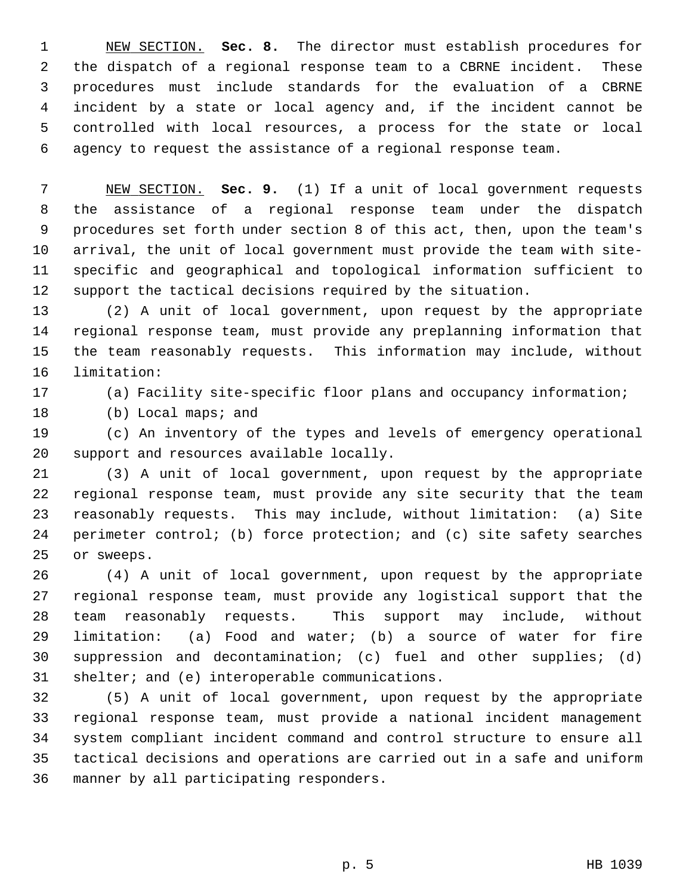NEW SECTION. **Sec. 8.** The director must establish procedures for the dispatch of a regional response team to a CBRNE incident. These procedures must include standards for the evaluation of a CBRNE incident by a state or local agency and, if the incident cannot be controlled with local resources, a process for the state or local agency to request the assistance of a regional response team.

NEW SECTION. **Sec. 9.** (1) If a unit of local government requests the assistance of a regional response team under the dispatch procedures set forth under section 8 of this act, then, upon the team's arrival, the unit of local government must provide the team with site-specific and geographical and topological information sufficient to support the tactical decisions required by the situation.

(2) A unit of local government, upon request by the appropriate regional response team, must provide any preplanning information that the team reasonably requests. This information may include, without limitation:

(a) Facility site-specific floor plans and occupancy information;

(b) Local maps; and

(c) An inventory of the types and levels of emergency operational support and resources available locally.

(3) A unit of local government, upon request by the appropriate regional response team, must provide any site security that the team reasonably requests. This may include, without limitation: (a) Site perimeter control; (b) force protection; and (c) site safety searches or sweeps.

(4) A unit of local government, upon request by the appropriate regional response team, must provide any logistical support that the team reasonably requests. This support may include, without limitation: (a) Food and water; (b) a source of water for fire suppression and decontamination; (c) fuel and other supplies; (d) shelter; and (e) interoperable communications.

(5) A unit of local government, upon request by the appropriate regional response team, must provide a national incident management system compliant incident command and control structure to ensure all tactical decisions and operations are carried out in a safe and uniform manner by all participating responders.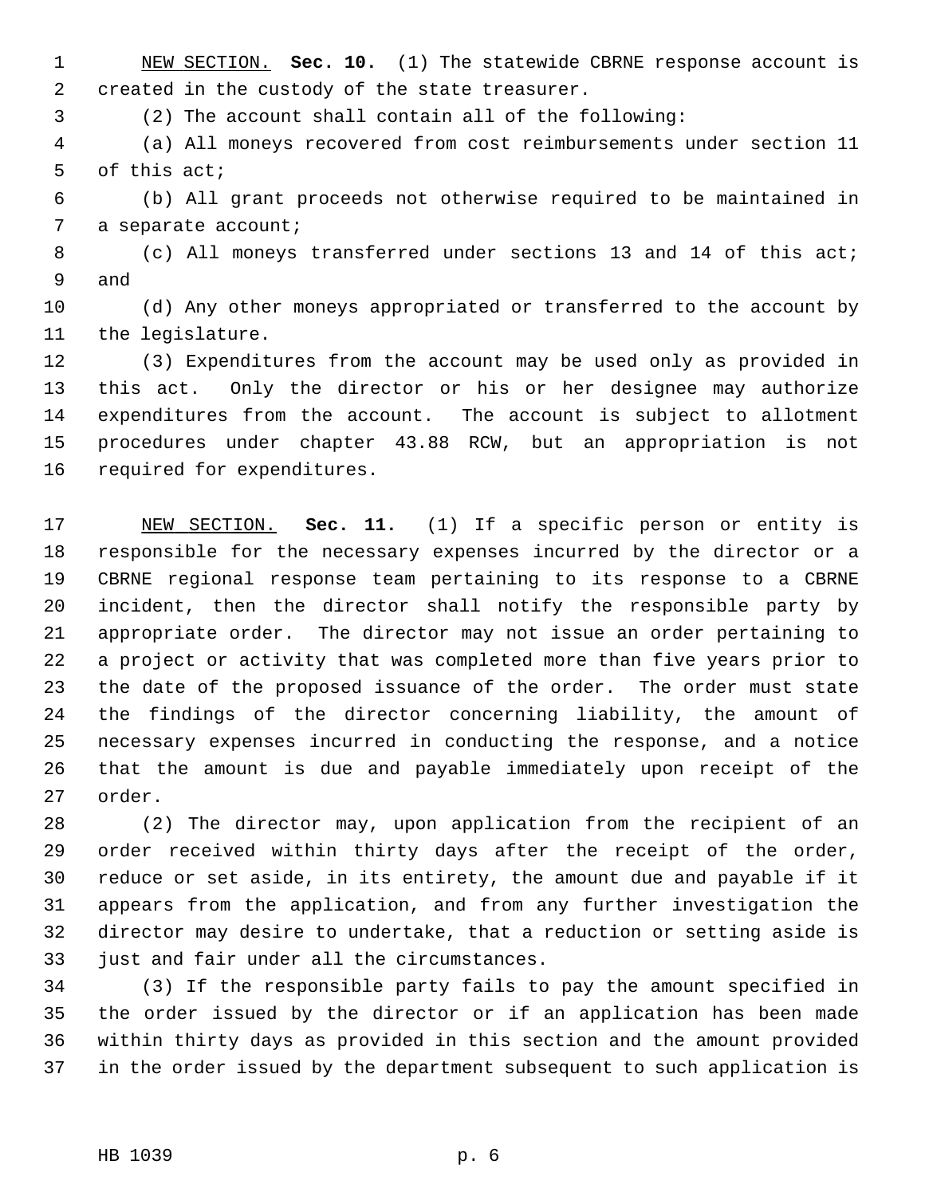NEW SECTION. **Sec. 10.** (1) The statewide CBRNE response account is created in the custody of the state treasurer.

(2) The account shall contain all of the following:

(a) All moneys recovered from cost reimbursements under section 11 of this act;

(b) All grant proceeds not otherwise required to be maintained in a separate account;

(c) All moneys transferred under sections 13 and 14 of this act; and

(d) Any other moneys appropriated or transferred to the account by the legislature.

(3) Expenditures from the account may be used only as provided in this act. Only the director or his or her designee may authorize expenditures from the account. The account is subject to allotment procedures under chapter 43.88 RCW, but an appropriation is not required for expenditures.

NEW SECTION. **Sec. 11.** (1) If a specific person or entity is responsible for the necessary expenses incurred by the director or a CBRNE regional response team pertaining to its response to a CBRNE incident, then the director shall notify the responsible party by appropriate order. The director may not issue an order pertaining to a project or activity that was completed more than five years prior to the date of the proposed issuance of the order. The order must state the findings of the director concerning liability, the amount of necessary expenses incurred in conducting the response, and a notice that the amount is due and payable immediately upon receipt of the order.

(2) The director may, upon application from the recipient of an order received within thirty days after the receipt of the order, reduce or set aside, in its entirety, the amount due and payable if it appears from the application, and from any further investigation the director may desire to undertake, that a reduction or setting aside is just and fair under all the circumstances.

(3) If the responsible party fails to pay the amount specified in the order issued by the director or if an application has been made within thirty days as provided in this section and the amount provided in the order issued by the department subsequent to such application is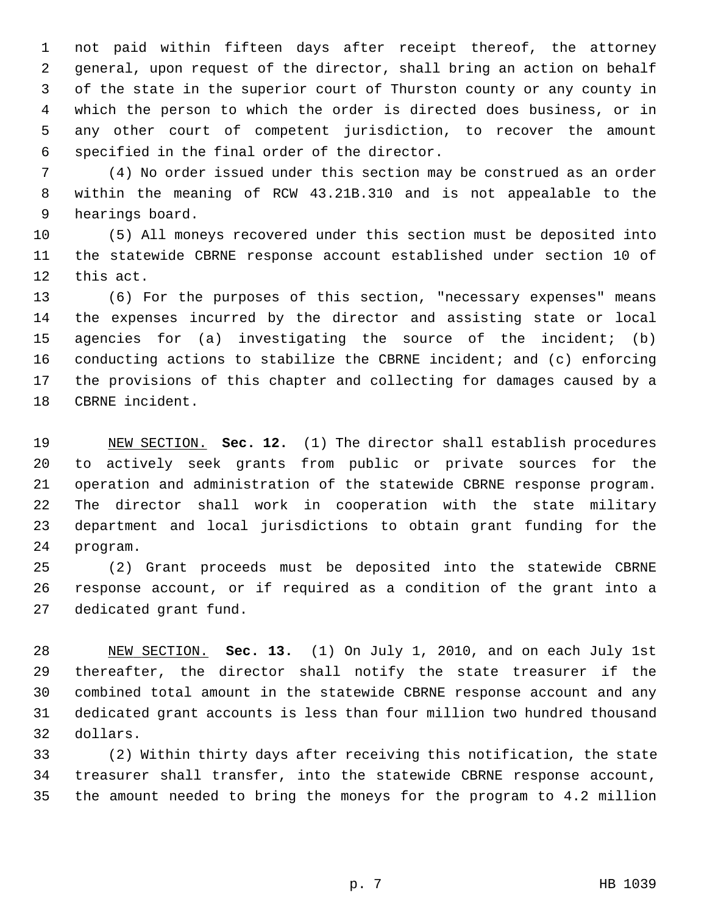not paid within fifteen days after receipt thereof, the attorney general, upon request of the director, shall bring an action on behalf of the state in the superior court of Thurston county or any county in which the person to which the order is directed does business, or in any other court of competent jurisdiction, to recover the amount specified in the final order of the director.

(4) No order issued under this section may be construed as an order within the meaning of RCW 43.21B.310 and is not appealable to the hearings board.

(5) All moneys recovered under this section must be deposited into the statewide CBRNE response account established under section 10 of this act.

(6) For the purposes of this section, "necessary expenses" means the expenses incurred by the director and assisting state or local agencies for (a) investigating the source of the incident; (b) conducting actions to stabilize the CBRNE incident; and (c) enforcing the provisions of this chapter and collecting for damages caused by a CBRNE incident.

NEW SECTION. **Sec. 12.** (1) The director shall establish procedures to actively seek grants from public or private sources for the operation and administration of the statewide CBRNE response program. The director shall work in cooperation with the state military department and local jurisdictions to obtain grant funding for the program.

(2) Grant proceeds must be deposited into the statewide CBRNE response account, or if required as a condition of the grant into a dedicated grant fund.

NEW SECTION. **Sec. 13.** (1) On July 1, 2010, and on each July 1st thereafter, the director shall notify the state treasurer if the combined total amount in the statewide CBRNE response account and any dedicated grant accounts is less than four million two hundred thousand dollars.

(2) Within thirty days after receiving this notification, the state treasurer shall transfer, into the statewide CBRNE response account, the amount needed to bring the moneys for the program to 4.2 million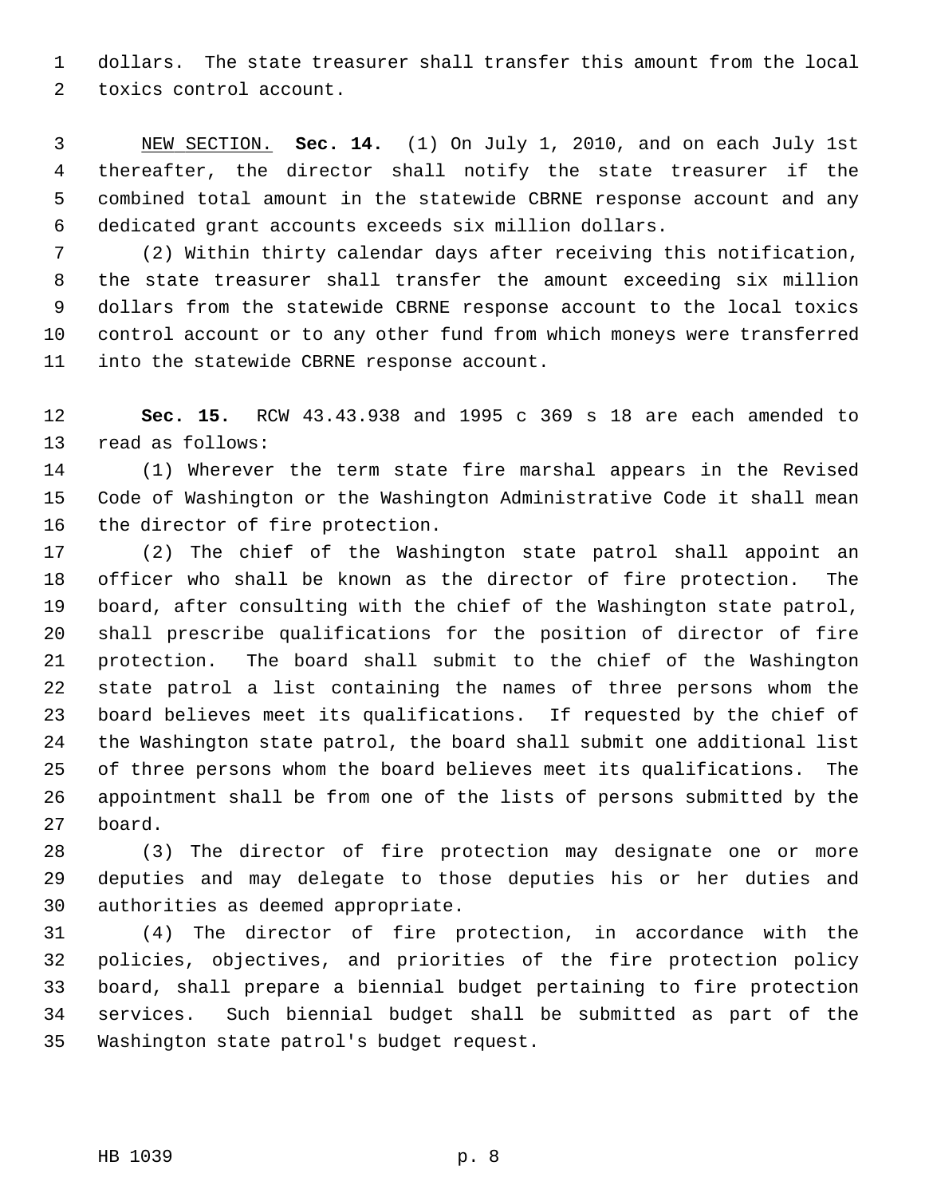dollars. The state treasurer shall transfer this amount from the local toxics control account.

NEW SECTION. **Sec. 14.** (1) On July 1, 2010, and on each July 1st thereafter, the director shall notify the state treasurer if the combined total amount in the statewide CBRNE response account and any dedicated grant accounts exceeds six million dollars.

(2) Within thirty calendar days after receiving this notification, the state treasurer shall transfer the amount exceeding six million dollars from the statewide CBRNE response account to the local toxics control account or to any other fund from which moneys were transferred into the statewide CBRNE response account.

**Sec. 15.** RCW 43.43.938 and 1995 c 369 s 18 are each amended to read as follows:

(1) Wherever the term state fire marshal appears in the Revised Code of Washington or the Washington Administrative Code it shall mean the director of fire protection.

(2) The chief of the Washington state patrol shall appoint an officer who shall be known as the director of fire protection. The board, after consulting with the chief of the Washington state patrol, shall prescribe qualifications for the position of director of fire protection. The board shall submit to the chief of the Washington state patrol a list containing the names of three persons whom the board believes meet its qualifications. If requested by the chief of the Washington state patrol, the board shall submit one additional list of three persons whom the board believes meet its qualifications. The appointment shall be from one of the lists of persons submitted by the board.

(3) The director of fire protection may designate one or more deputies and may delegate to those deputies his or her duties and authorities as deemed appropriate.

(4) The director of fire protection, in accordance with the policies, objectives, and priorities of the fire protection policy board, shall prepare a biennial budget pertaining to fire protection services. Such biennial budget shall be submitted as part of the Washington state patrol's budget request.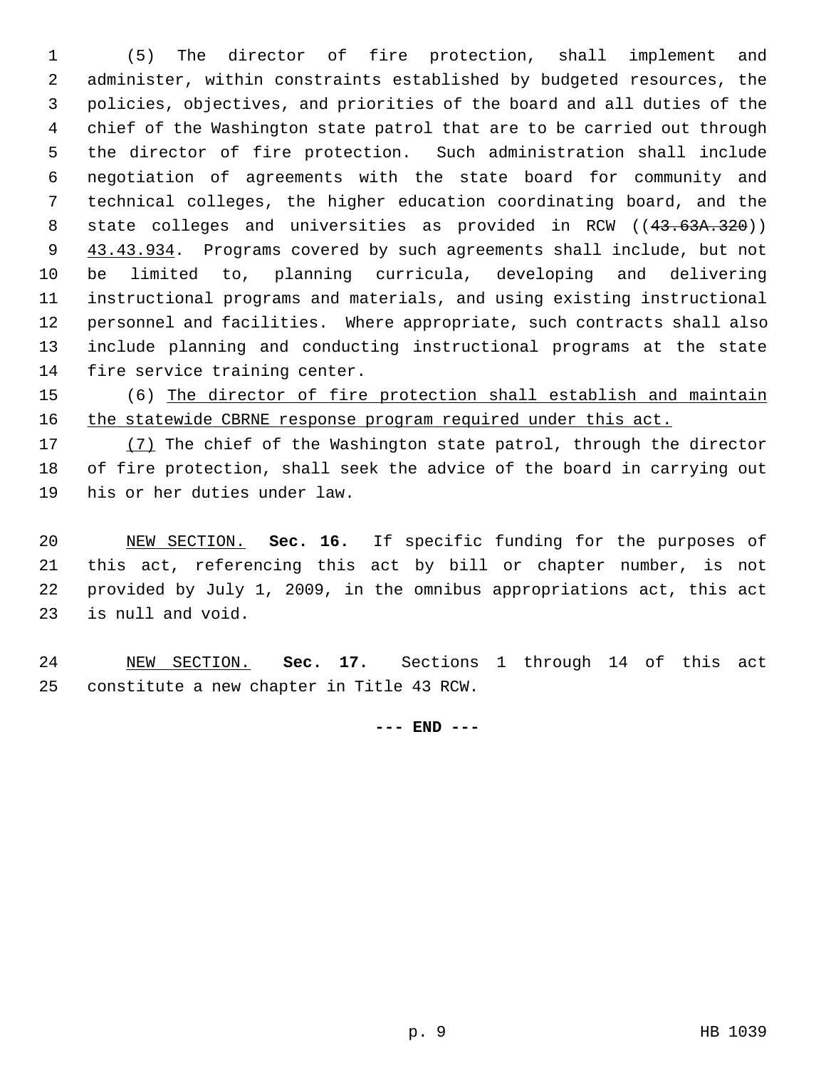(5) The director of fire protection, shall implement and administer, within constraints established by budgeted resources, the policies, objectives, and priorities of the board and all duties of the chief of the Washington state patrol that are to be carried out through the director of fire protection. Such administration shall include negotiation of agreements with the state board for community and technical colleges, the higher education coordinating board, and the state colleges and universities as provided in RCW ((~~43.63A.320~~)) 43.43.934. Programs covered by such agreements shall include, but not be limited to, planning curricula, developing and delivering instructional programs and materials, and using existing instructional personnel and facilities. Where appropriate, such contracts shall also include planning and conducting instructional programs at the state fire service training center.

(6) The director of fire protection shall establish and maintain the statewide CBRNE response program required under this act.

(7) The chief of the Washington state patrol, through the director of fire protection, shall seek the advice of the board in carrying out his or her duties under law.

NEW SECTION. **Sec. 16.** If specific funding for the purposes of this act, referencing this act by bill or chapter number, is not provided by July 1, 2009, in the omnibus appropriations act, this act is null and void.

NEW SECTION. **Sec. 17.** Sections 1 through 14 of this act constitute a new chapter in Title 43 RCW.

**--- END ---**